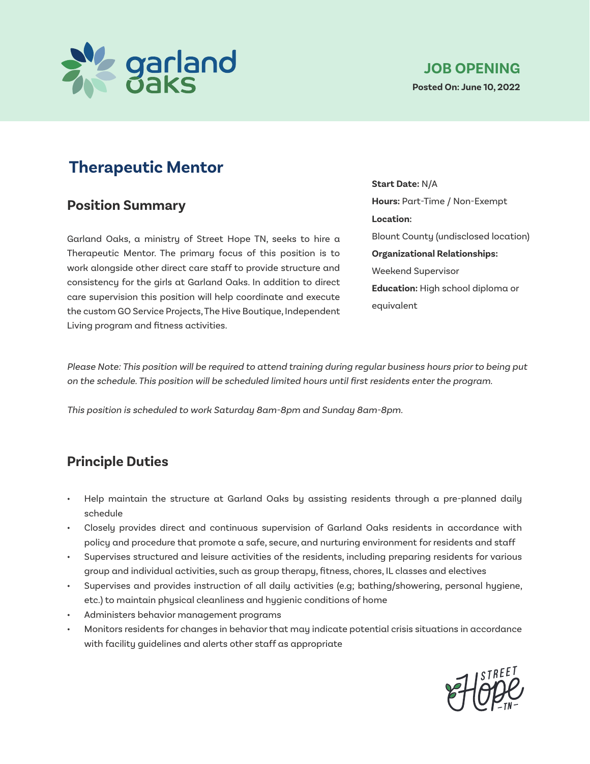garland oaks

**JOB OPENING**

**Posted On: June 10, 2022**

# Therapeutic Mentor

**Start Date:** N/A

**Hours:** Part-Time / Non-Exempt

**Location:**

Blount County (undisclosed location)

**Organizational Relationships:**

Weekend Supervisor

**Education:** High school diploma or equivalent

## Position Summary

Garland Oaks, a ministry of Street Hope TN, seeks to hire a Therapeutic Mentor. The primary focus of this position is to work alongside other direct care staff to provide structure and consistency for the girls at Garland Oaks. In addition to direct care supervision this position will help coordinate and execute the custom GO Service Projects, The Hive Boutique, Independent Living program and fitness activities.

*Please Note: This position will be required to attend training during regular business hours prior to being put on the schedule. This position will be scheduled limited hours until first residents enter the program.*

*This position is scheduled to work Saturday 8am-8pm and Sunday 8am-8pm.*

## Principle Duties

- Help maintain the structure at Garland Oaks by assisting residents through a pre-planned daily schedule
- Closely provides direct and continuous supervision of Garland Oaks residents in accordance with policy and procedure that promote a safe, secure, and nurturing environment for residents and staff
- Supervises structured and leisure activities of the residents, including preparing residents for various group and individual activities, such as group therapy, fitness, chores, IL classes and electives
- Supervises and provides instruction of all daily activities (e.g; bathing/showering, personal hygiene, etc.) to maintain physical cleanliness and hygienic conditions of home
- Administers behavior management programs
- Monitors residents for changes in behavior that may indicate potential crisis situations in accordance with facility guidelines and alerts other staff as appropriate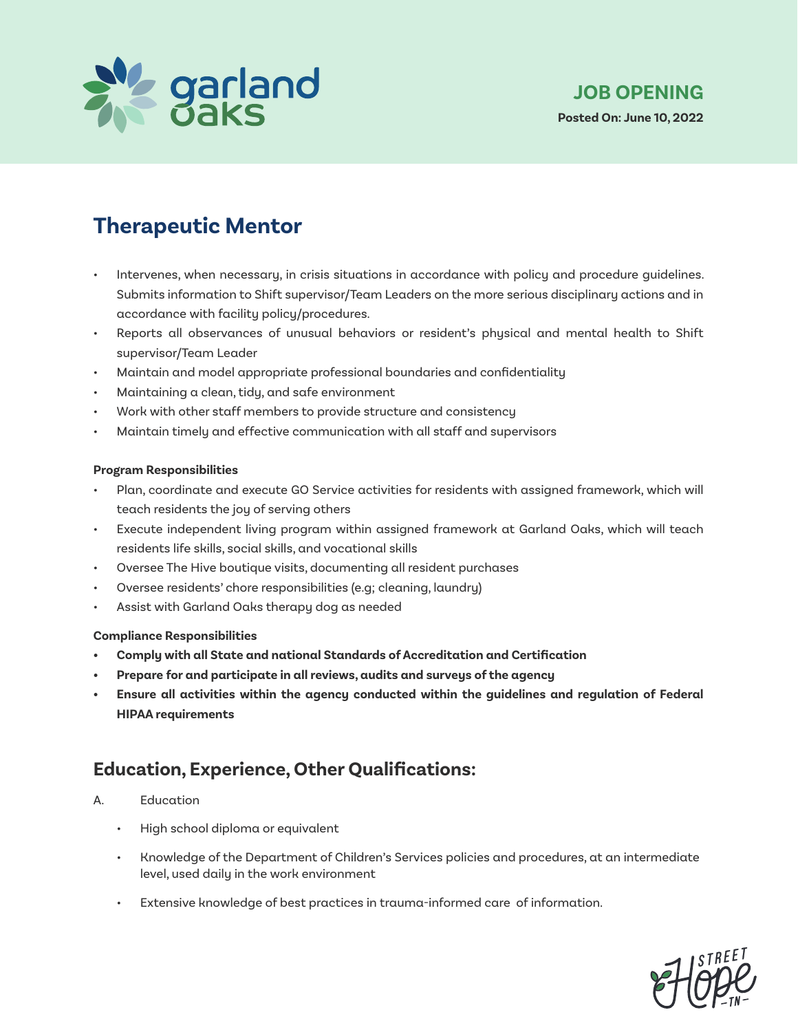garland oaks

**JOB OPENING**

**Posted On: June 10, 2022**

## Therapeutic Mentor

- Intervenes, when necessary, in crisis situations in accordance with policy and procedure guidelines. Submits information to Shift supervisor/Team Leaders on the more serious disciplinary actions and in accordance with facility policy/procedures.
- Reports all observances of unusual behaviors or resident's physical and mental health to Shift supervisor/Team Leader
- Maintain and model appropriate professional boundaries and confidentiality
- Maintaining a clean, tidy, and safe environment
- Work with other staff members to provide structure and consistency
- Maintain timely and effective communication with all staff and supervisors

**Program Responsibilities**

- Plan, coordinate and execute GO Service activities for residents with assigned framework, which will teach residents the joy of serving others
- Execute independent living program within assigned framework at Garland Oaks, which will teach residents life skills, social skills, and vocational skills
- Oversee The Hive boutique visits, documenting all resident purchases
- Oversee residents' chore responsibilities (e.g; cleaning, laundry)
- Assist with Garland Oaks therapy dog as needed

**Compliance Responsibilities**

- **Comply with all State and national Standards of Accreditation and Certification**
- **Prepare for and participate in all reviews, audits and surveys of the agency**
- **Ensure all activities within the agency conducted within the guidelines and regulation of Federal HIPAA requirements**

## Education, Experience, Other Qualifications:

A. Education

- High school diploma or equivalent
- Knowledge of the Department of Children's Services policies and procedures, at an intermediate level, used daily in the work environment
- Extensive knowledge of best practices in trauma-informed care of information.

Street Hope TN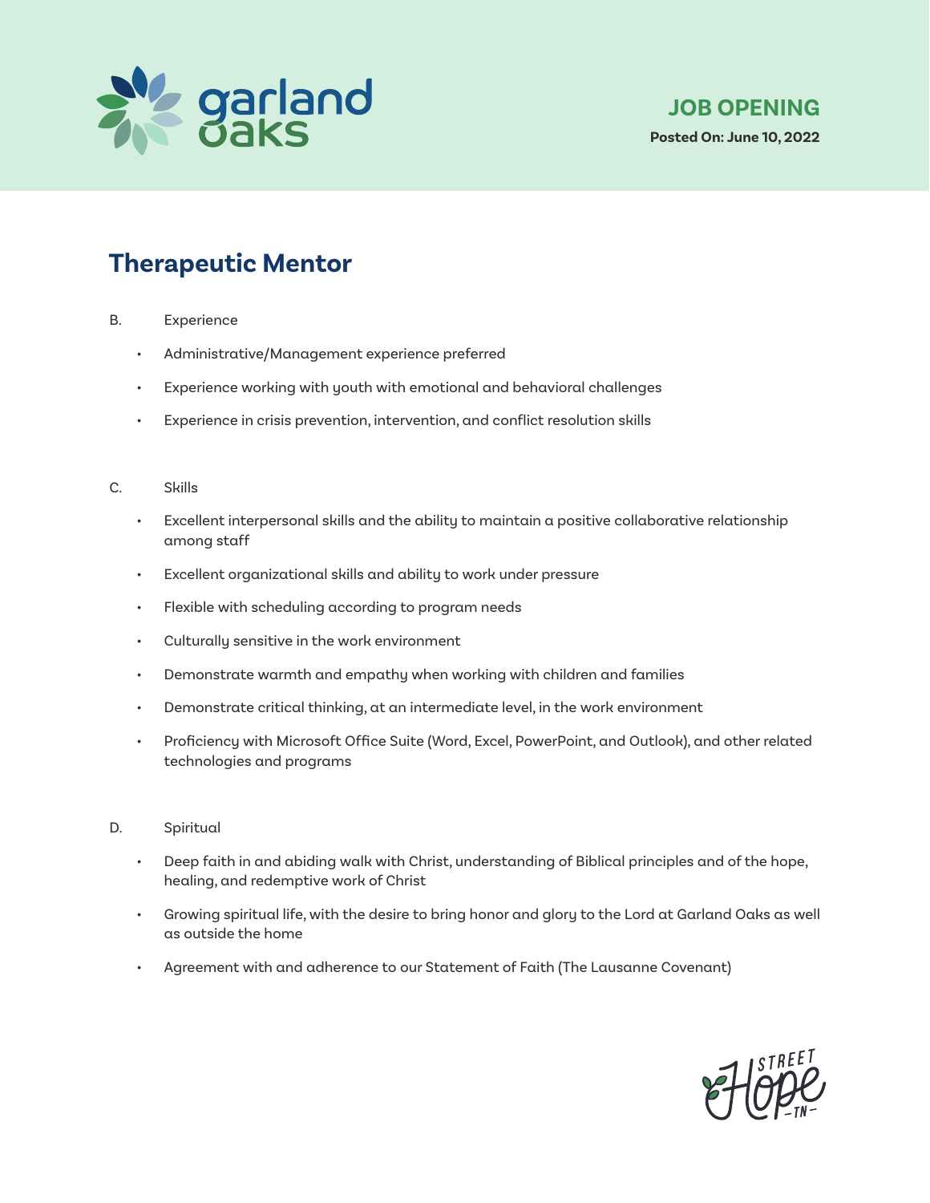JOB OPENING

Posted On: June 10, 2022

# Therapeutic Mentor

B. Experience

- Administrative/Management experience preferred
- Experience working with youth with emotional and behavioral challenges
- Experience in crisis prevention, intervention, and conflict resolution skills

C. Skills

- Excellent interpersonal skills and the ability to maintain a positive collaborative relationship among staff
- Excellent organizational skills and ability to work under pressure
- Flexible with scheduling according to program needs
- Culturally sensitive in the work environment
- Demonstrate warmth and empathy when working with children and families
- Demonstrate critical thinking, at an intermediate level, in the work environment
- Proficiency with Microsoft Office Suite (Word, Excel, PowerPoint, and Outlook), and other related technologies and programs

D. Spiritual

- Deep faith in and abiding walk with Christ, understanding of Biblical principles and of the hope, healing, and redemptive work of Christ
- Growing spiritual life, with the desire to bring honor and glory to the Lord at Garland Oaks as well as outside the home
- Agreement with and adherence to our Statement of Faith (The Lausanne Covenant)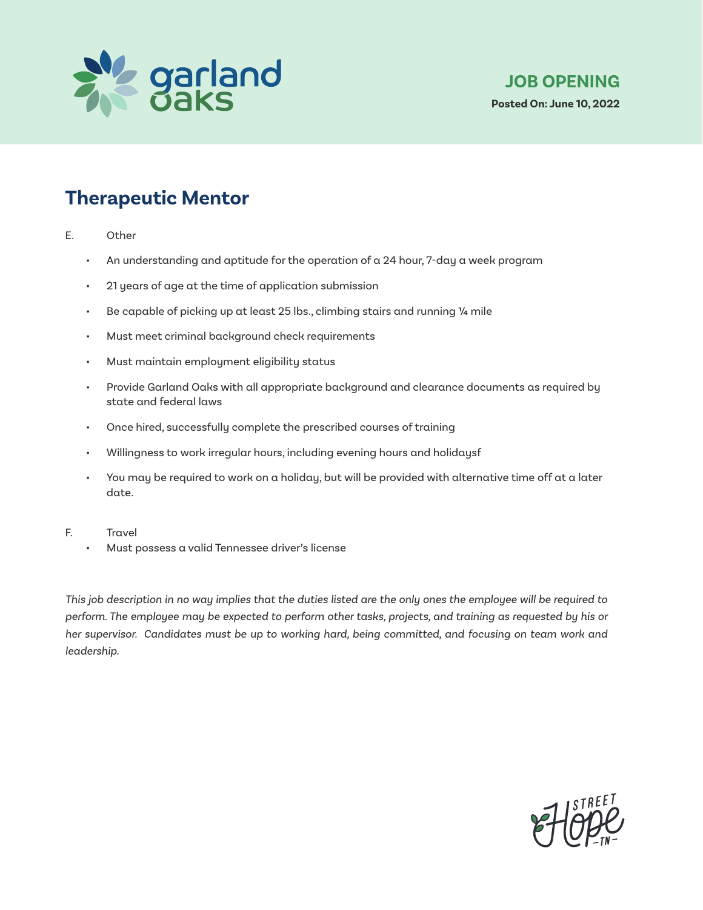garland oaks

**JOB OPENING**

**Posted On: June 10, 2022**

## Therapeutic Mentor

E. Other

- An understanding and aptitude for the operation of a 24 hour, 7-day a week program
- 21 years of age at the time of application submission
- Be capable of picking up at least 25 lbs., climbing stairs and running ¼ mile
- Must meet criminal background check requirements
- Must maintain employment eligibility status
- Provide Garland Oaks with all appropriate background and clearance documents as required by state and federal laws
- Once hired, successfully complete the prescribed courses of training
- Willingness to work irregular hours, including evening hours and holidaysf
- You may be required to work on a holiday, but will be provided with alternative time off at a later date.

F. Travel

- Must possess a valid Tennessee driver's license

*This job description in no way implies that the duties listed are the only ones the employee will be required to perform. The employee may be expected to perform other tasks, projects, and training as requested by his or her supervisor. Candidates must be up to working hard, being committed, and focusing on team work and leadership.*

STREET Hope TN